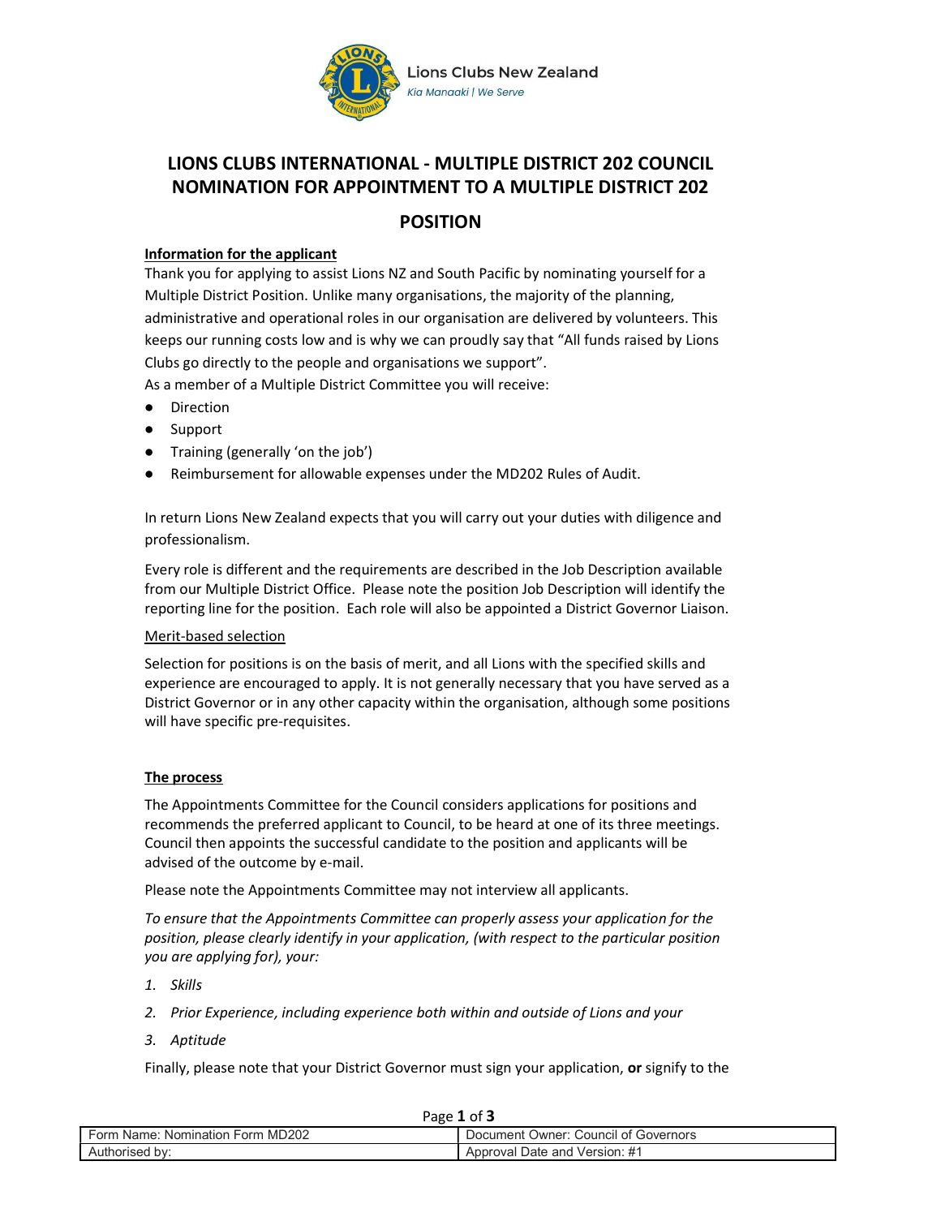Lions Clubs New Zealand
*Kia Manaaki | We Serve*

# LIONS CLUBS INTERNATIONAL - MULTIPLE DISTRICT 202 COUNCIL NOMINATION FOR APPOINTMENT TO A MULTIPLE DISTRICT 202 POSITION

**Information for the applicant**

Thank you for applying to assist Lions NZ and South Pacific by nominating yourself for a Multiple District Position. Unlike many organisations, the majority of the planning, administrative and operational roles in our organisation are delivered by volunteers. This keeps our running costs low and is why we can proudly say that "All funds raised by Lions Clubs go directly to the people and organisations we support".

As a member of a Multiple District Committee you will receive:

- Direction
- Support
- Training (generally 'on the job')
- Reimbursement for allowable expenses under the MD202 Rules of Audit.

In return Lions New Zealand expects that you will carry out your duties with diligence and professionalism.

Every role is different and the requirements are described in the Job Description available from our Multiple District Office. Please note the position Job Description will identify the reporting line for the position. Each role will also be appointed a District Governor Liaison.

Merit-based selection

Selection for positions is on the basis of merit, and all Lions with the specified skills and experience are encouraged to apply. It is not generally necessary that you have served as a District Governor or in any other capacity within the organisation, although some positions will have specific pre-requisites.

**The process**

The Appointments Committee for the Council considers applications for positions and recommends the preferred applicant to Council, to be heard at one of its three meetings. Council then appoints the successful candidate to the position and applicants will be advised of the outcome by e-mail.

Please note the Appointments Committee may not interview all applicants.

*To ensure that the Appointments Committee can properly assess your application for the position, please clearly identify in your application, (with respect to the particular position you are applying for), your:*

1. *Skills*
2. *Prior Experience, including experience both within and outside of Lions and your*
3. *Aptitude*

Finally, please note that your District Governor must sign your application, **or** signify to the

| Form Name: Nomination Form MD202 | Document Owner: Council of Governors |
|---|---|
| Authorised by: | Approval Date and Version: #1 |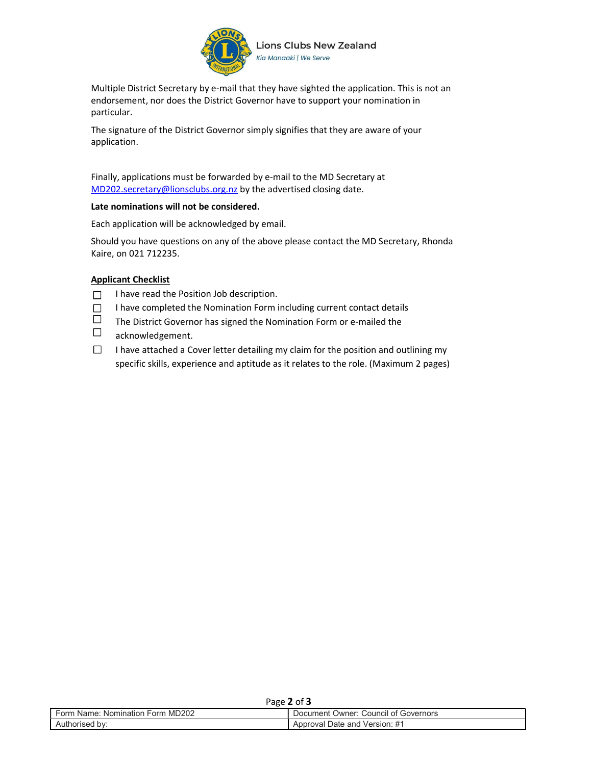Multiple District Secretary by e-mail that they have sighted the application. This is not an endorsement, nor does the District Governor have to support your nomination in particular.

The signature of the District Governor simply signifies that they are aware of your application.

Finally, applications must be forwarded by e-mail to the MD Secretary at [MD202.secretary@lionsclubs.org.nz](mailto:MD202.secretary@lionsclubs.org.nz) by the advertised closing date.

**Late nominations will not be considered.**

Each application will be acknowledged by email.

Should you have questions on any of the above please contact the MD Secretary, Rhonda Kaire, on 021 712235.

**Applicant Checklist**

- ☐ I have read the Position Job description.
- ☐ I have completed the Nomination Form including current contact details
- ☐ The District Governor has signed the Nomination Form or e-mailed the
- ☐ acknowledgement.
- ☐ I have attached a Cover letter detailing my claim for the position and outlining my specific skills, experience and aptitude as it relates to the role. (Maximum 2 pages)

| Form Name: Nomination Form MD202 | Document Owner: Council of Governors |
|---|---|
| Authorised by: | Approval Date and Version: #1 |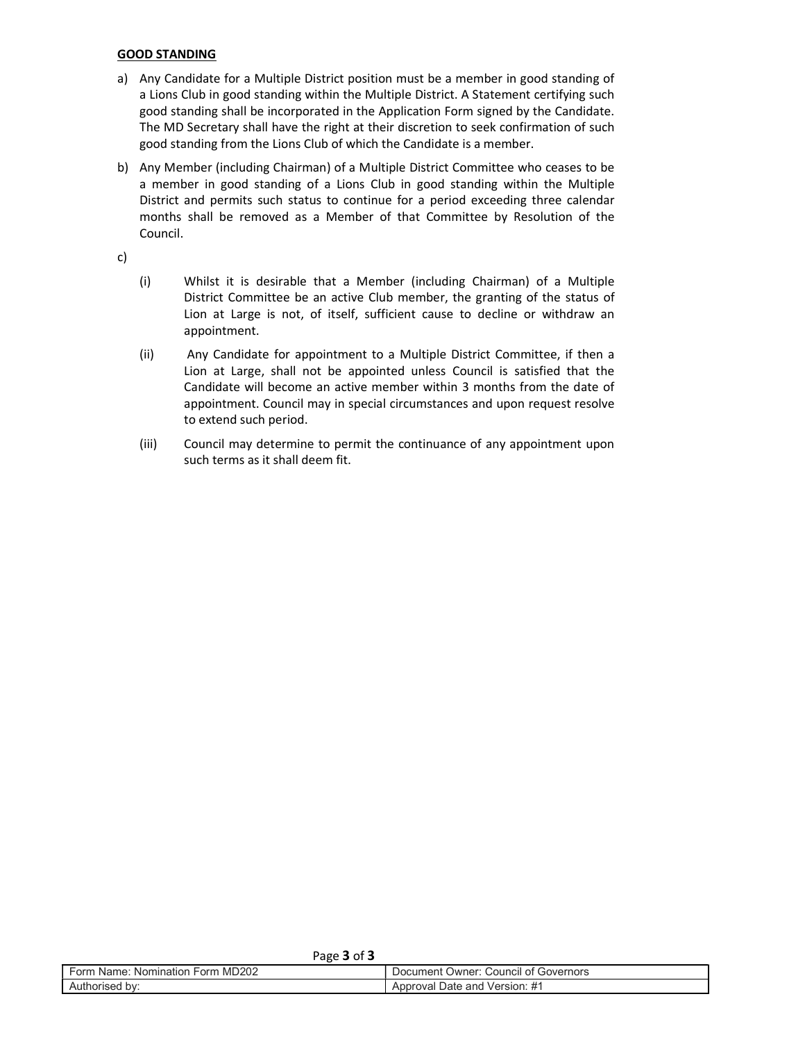**GOOD STANDING**

a) Any Candidate for a Multiple District position must be a member in good standing of a Lions Club in good standing within the Multiple District. A Statement certifying such good standing shall be incorporated in the Application Form signed by the Candidate. The MD Secretary shall have the right at their discretion to seek confirmation of such good standing from the Lions Club of which the Candidate is a member.

b) Any Member (including Chairman) of a Multiple District Committee who ceases to be a member in good standing of a Lions Club in good standing within the Multiple District and permits such status to continue for a period exceeding three calendar months shall be removed as a Member of that Committee by Resolution of the Council.

c)

(i) Whilst it is desirable that a Member (including Chairman) of a Multiple District Committee be an active Club member, the granting of the status of Lion at Large is not, of itself, sufficient cause to decline or withdraw an appointment.

(ii) Any Candidate for appointment to a Multiple District Committee, if then a Lion at Large, shall not be appointed unless Council is satisfied that the Candidate will become an active member within 3 months from the date of appointment. Council may in special circumstances and upon request resolve to extend such period.

(iii) Council may determine to permit the continuance of any appointment upon such terms as it shall deem fit.